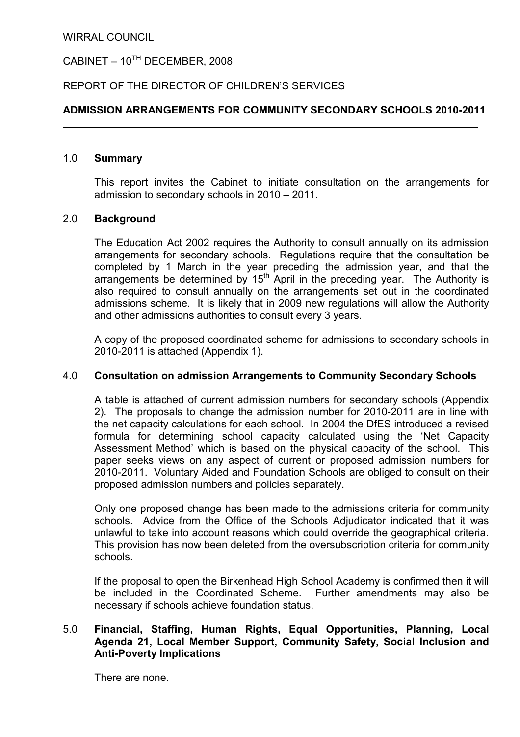WIRRAL COUNCIL

CABINET – 10TH DECEMBER, 2008

REPORT OF THE DIRECTOR OF CHILDREN'S SERVICES

**ADMISSION ARRANGEMENTS FOR COMMUNITY SECONDARY SCHOOLS 2010-2011**

---

## 1.0 Summary

This report invites the Cabinet to initiate consultation on the arrangements for admission to secondary schools in 2010 – 2011.

## 2.0 Background

The Education Act 2002 requires the Authority to consult annually on its admission arrangements for secondary schools. Regulations require that the consultation be completed by 1 March in the year preceding the admission year, and that the arrangements be determined by 15th April in the preceding year. The Authority is also required to consult annually on the arrangements set out in the coordinated admissions scheme. It is likely that in 2009 new regulations will allow the Authority and other admissions authorities to consult every 3 years.

A copy of the proposed coordinated scheme for admissions to secondary schools in 2010-2011 is attached (Appendix 1).

## 4.0 Consultation on admission Arrangements to Community Secondary Schools

A table is attached of current admission numbers for secondary schools (Appendix 2). The proposals to change the admission number for 2010-2011 are in line with the net capacity calculations for each school. In 2004 the DfES introduced a revised formula for determining school capacity calculated using the 'Net Capacity Assessment Method' which is based on the physical capacity of the school. This paper seeks views on any aspect of current or proposed admission numbers for 2010-2011. Voluntary Aided and Foundation Schools are obliged to consult on their proposed admission numbers and policies separately.

Only one proposed change has been made to the admissions criteria for community schools. Advice from the Office of the Schools Adjudicator indicated that it was unlawful to take into account reasons which could override the geographical criteria. This provision has now been deleted from the oversubscription criteria for community schools.

If the proposal to open the Birkenhead High School Academy is confirmed then it will be included in the Coordinated Scheme. Further amendments may also be necessary if schools achieve foundation status.

## 5.0 Financial, Staffing, Human Rights, Equal Opportunities, Planning, Local Agenda 21, Local Member Support, Community Safety, Social Inclusion and Anti-Poverty Implications

There are none.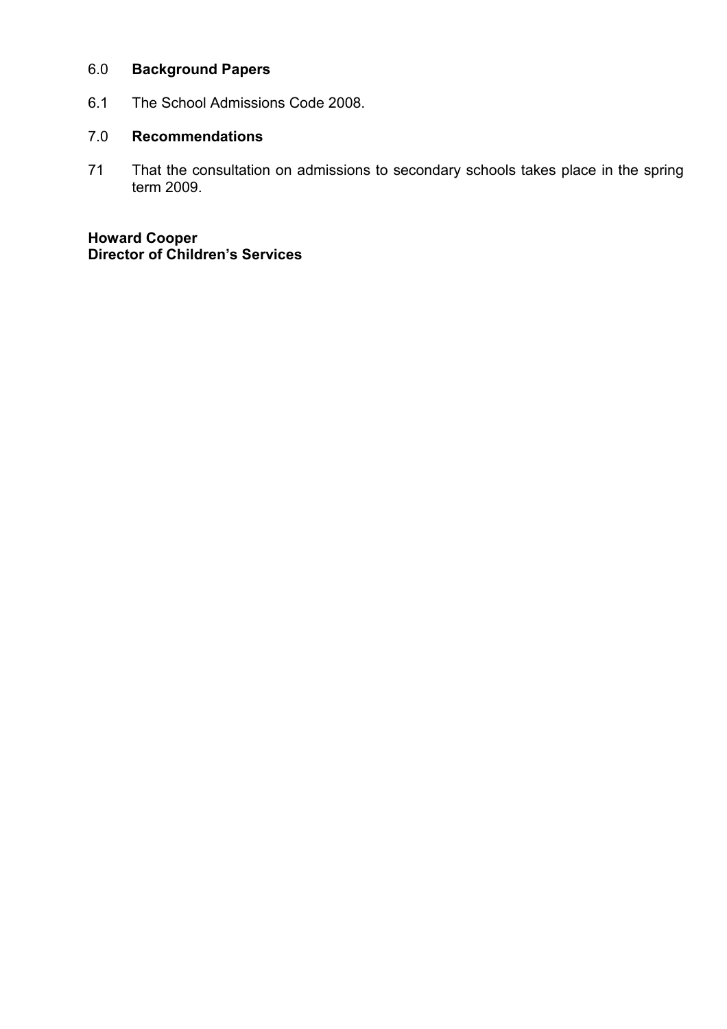## 6.0 Background Papers

6.1 The School Admissions Code 2008.

## 7.0 Recommendations

71 That the consultation on admissions to secondary schools takes place in the spring term 2009.

**Howard Cooper**
**Director of Children's Services**